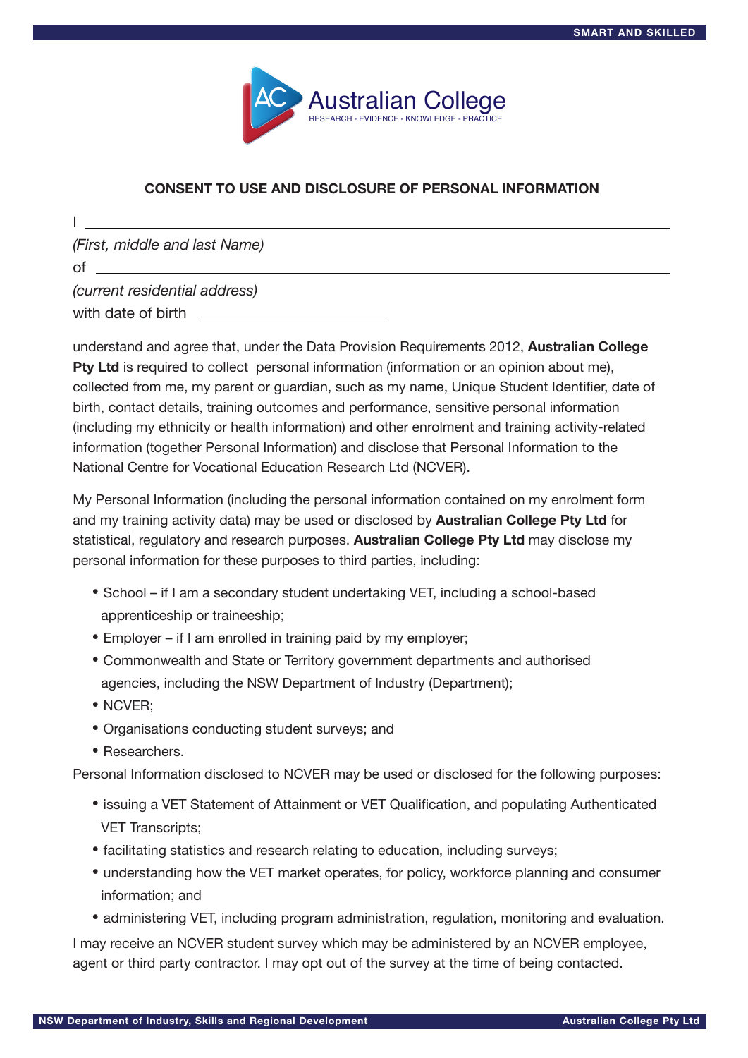Australian College
RESEARCH - EVIDENCE - KNOWLEDGE - PRACTICE

## CONSENT TO USE AND DISCLOSURE OF PERSONAL INFORMATION

I ____________________________________________________________

*(First, middle and last Name)*

of ____________________________________________________________

*(current residential address)*

with date of birth ______________________

understand and agree that, under the Data Provision Requirements 2012, **Australian College Pty Ltd** is required to collect personal information (information or an opinion about me), collected from me, my parent or guardian, such as my name, Unique Student Identifier, date of birth, contact details, training outcomes and performance, sensitive personal information (including my ethnicity or health information) and other enrolment and training activity-related information (together Personal Information) and disclose that Personal Information to the National Centre for Vocational Education Research Ltd (NCVER).

My Personal Information (including the personal information contained on my enrolment form and my training activity data) may be used or disclosed by **Australian College Pty Ltd** for statistical, regulatory and research purposes. **Australian College Pty Ltd** may disclose my personal information for these purposes to third parties, including:

- School – if I am a secondary student undertaking VET, including a school-based apprenticeship or traineeship;
- Employer – if I am enrolled in training paid by my employer;
- Commonwealth and State or Territory government departments and authorised agencies, including the NSW Department of Industry (Department);
- NCVER;
- Organisations conducting student surveys; and
- Researchers.

Personal Information disclosed to NCVER may be used or disclosed for the following purposes:

- issuing a VET Statement of Attainment or VET Qualification, and populating Authenticated VET Transcripts;
- facilitating statistics and research relating to education, including surveys;
- understanding how the VET market operates, for policy, workforce planning and consumer information; and
- administering VET, including program administration, regulation, monitoring and evaluation.

I may receive an NCVER student survey which may be administered by an NCVER employee, agent or third party contractor. I may opt out of the survey at the time of being contacted.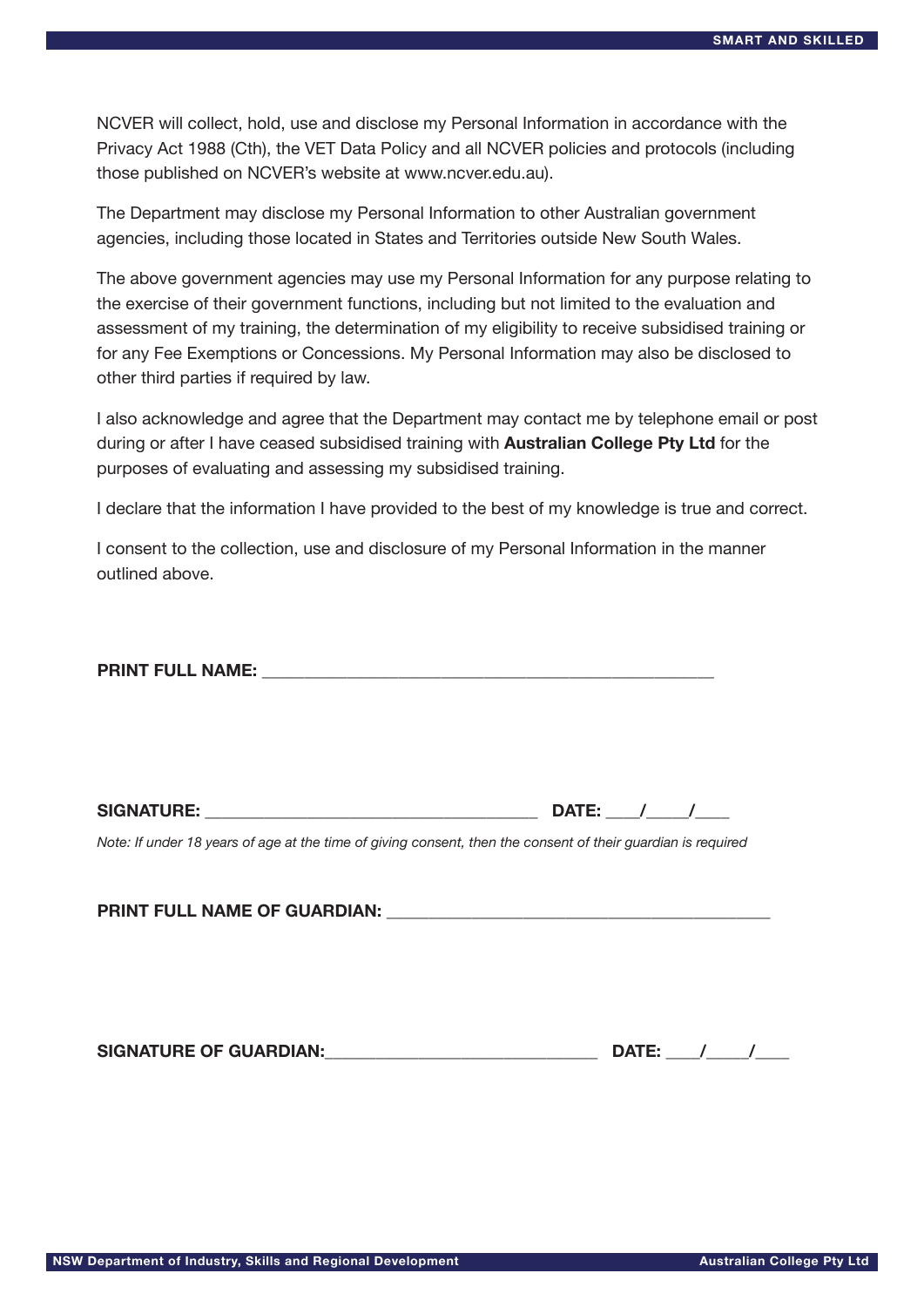NCVER will collect, hold, use and disclose my Personal Information in accordance with the Privacy Act 1988 (Cth), the VET Data Policy and all NCVER policies and protocols (including those published on NCVER's website at www.ncver.edu.au).

The Department may disclose my Personal Information to other Australian government agencies, including those located in States and Territories outside New South Wales.

The above government agencies may use my Personal Information for any purpose relating to the exercise of their government functions, including but not limited to the evaluation and assessment of my training, the determination of my eligibility to receive subsidised training or for any Fee Exemptions or Concessions. My Personal Information may also be disclosed to other third parties if required by law.

I also acknowledge and agree that the Department may contact me by telephone email or post during or after I have ceased subsidised training with **Australian College Pty Ltd** for the purposes of evaluating and assessing my subsidised training.

I declare that the information I have provided to the best of my knowledge is true and correct.

I consent to the collection, use and disclosure of my Personal Information in the manner outlined above.

**PRINT FULL NAME:** ____________________________________________________

**SIGNATURE:** ______________________________________ **DATE:** ____/_____/____

*Note: If under 18 years of age at the time of giving consent, then the consent of their guardian is required*

**PRINT FULL NAME OF GUARDIAN:** ____________________________________________

**SIGNATURE OF GUARDIAN:**______________________________ **DATE:** ____/_____/____